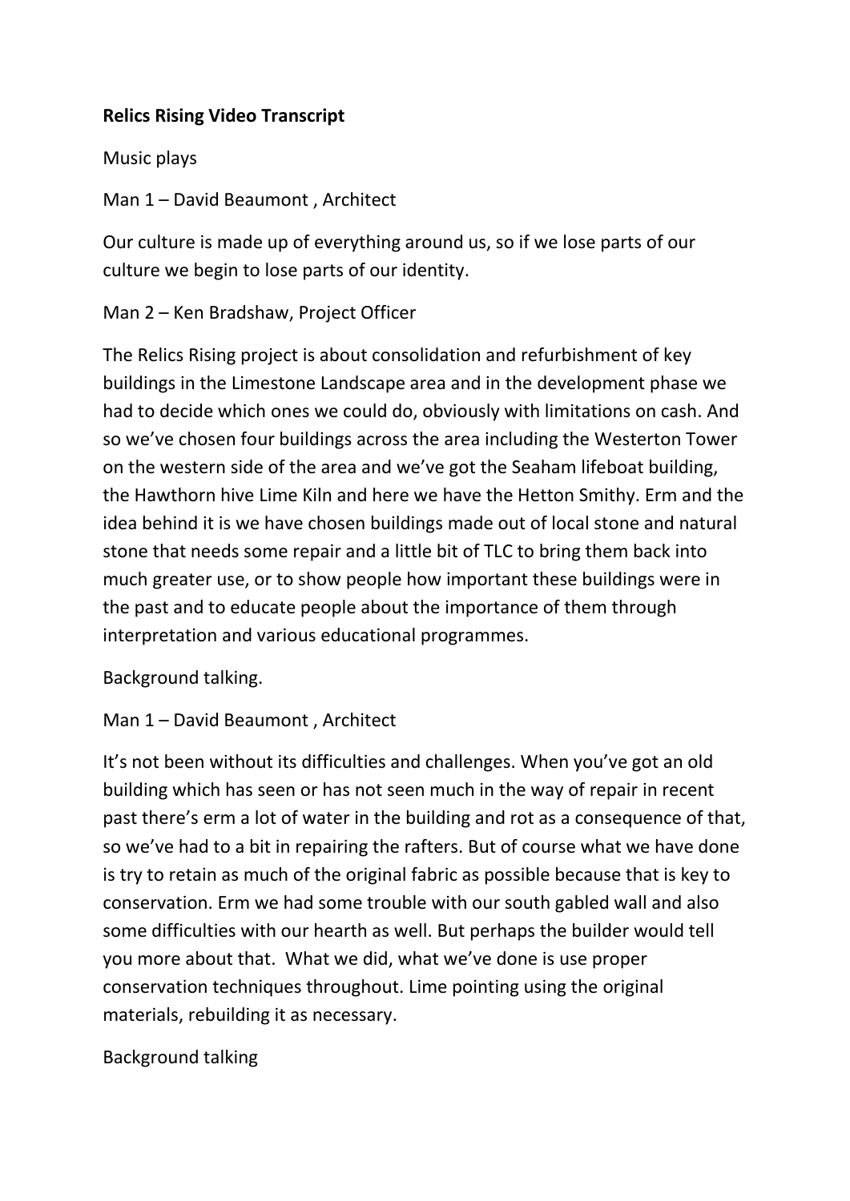**Relics Rising Video Transcript**

Music plays

Man 1 – David Beaumont , Architect

Our culture is made up of everything around us, so if we lose parts of our culture we begin to lose parts of our identity.

Man 2 – Ken Bradshaw, Project Officer

The Relics Rising project is about consolidation and refurbishment of key buildings in the Limestone Landscape area and in the development phase we had to decide which ones we could do, obviously with limitations on cash. And so we've chosen four buildings across the area including the Westerton Tower on the western side of the area and we've got the Seaham lifeboat building, the Hawthorn hive Lime Kiln and here we have the Hetton Smithy. Erm and the idea behind it is we have chosen buildings made out of local stone and natural stone that needs some repair and a little bit of TLC to bring them back into much greater use, or to show people how important these buildings were in the past and to educate people about the importance of them through interpretation and various educational programmes.

Background talking.

Man 1 – David Beaumont , Architect

It's not been without its difficulties and challenges. When you've got an old building which has seen or has not seen much in the way of repair in recent past there's erm a lot of water in the building and rot as a consequence of that, so we've had to a bit in repairing the rafters. But of course what we have done is try to retain as much of the original fabric as possible because that is key to conservation. Erm we had some trouble with our south gabled wall and also some difficulties with our hearth as well. But perhaps the builder would tell you more about that. What we did, what we've done is use proper conservation techniques throughout. Lime pointing using the original materials, rebuilding it as necessary.

Background talking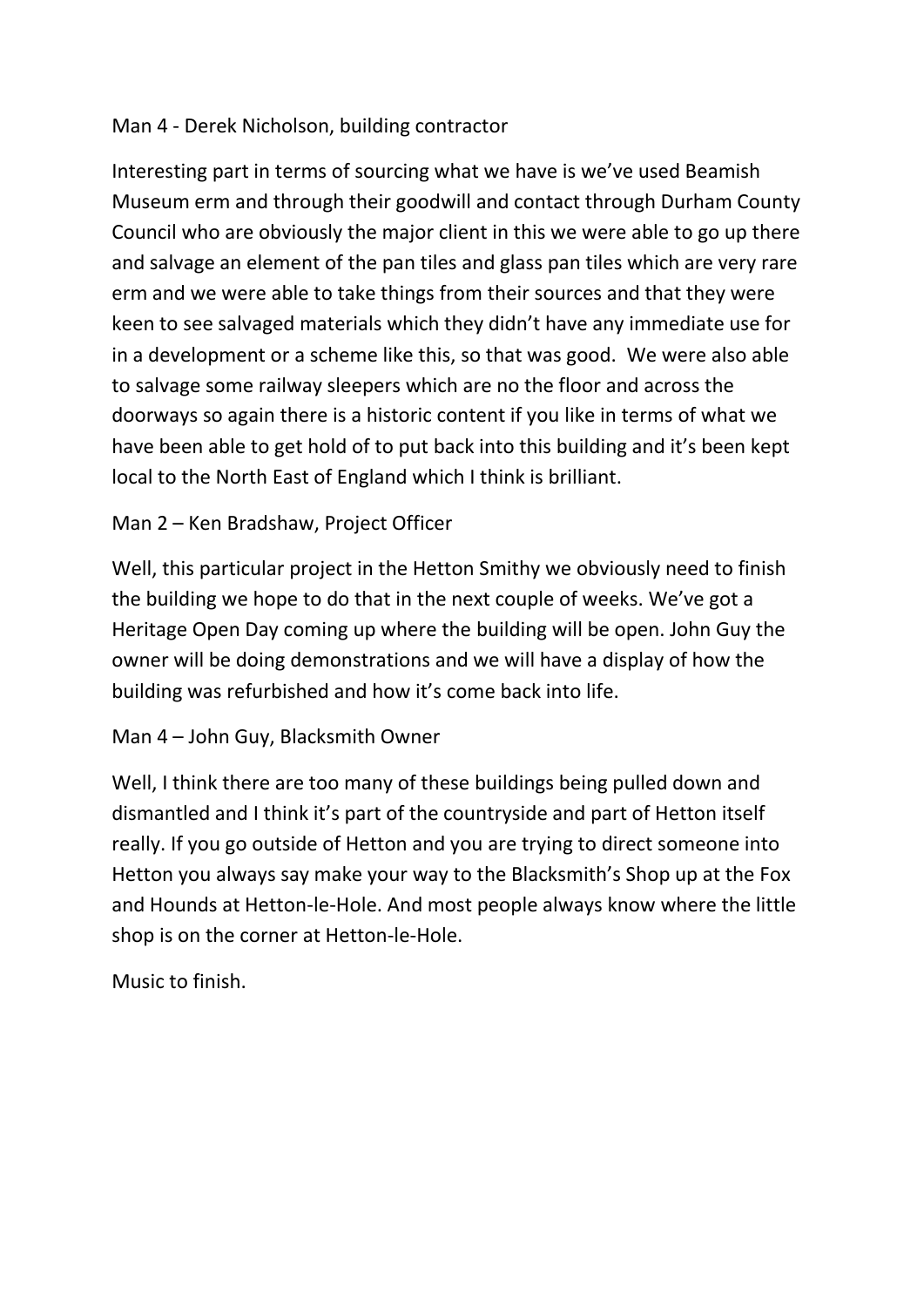Man 4 - Derek Nicholson, building contractor

Interesting part in terms of sourcing what we have is we've used Beamish Museum erm and through their goodwill and contact through Durham County Council who are obviously the major client in this we were able to go up there and salvage an element of the pan tiles and glass pan tiles which are very rare erm and we were able to take things from their sources and that they were keen to see salvaged materials which they didn't have any immediate use for in a development or a scheme like this, so that was good. We were also able to salvage some railway sleepers which are no the floor and across the doorways so again there is a historic content if you like in terms of what we have been able to get hold of to put back into this building and it's been kept local to the North East of England which I think is brilliant.

Man 2 – Ken Bradshaw, Project Officer

Well, this particular project in the Hetton Smithy we obviously need to finish the building we hope to do that in the next couple of weeks. We've got a Heritage Open Day coming up where the building will be open. John Guy the owner will be doing demonstrations and we will have a display of how the building was refurbished and how it's come back into life.

Man 4 – John Guy, Blacksmith Owner

Well, I think there are too many of these buildings being pulled down and dismantled and I think it's part of the countryside and part of Hetton itself really. If you go outside of Hetton and you are trying to direct someone into Hetton you always say make your way to the Blacksmith's Shop up at the Fox and Hounds at Hetton-le-Hole. And most people always know where the little shop is on the corner at Hetton-le-Hole.

Music to finish.